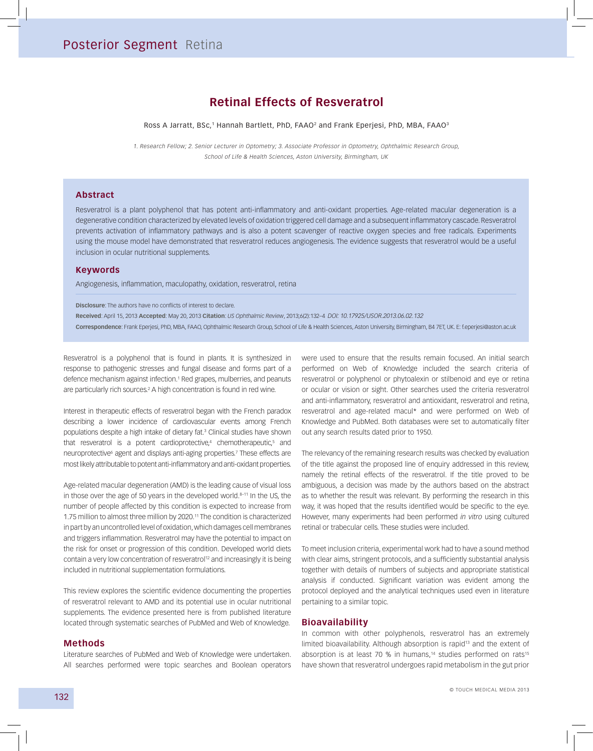# Retinal Effects of Resveratrol

Ross A Jarratt, BSc,[1] Hannah Bartlett, PhD, FAAO[2] and Frank Eperjesi, PhD, MBA, FAAO[3]

*1. Research Fellow; 2. Senior Lecturer in Optometry; 3. Associate Professor in Optometry, Ophthalmic Research Group, School of Life & Health Sciences, Aston University, Birmingham, UK*

## Abstract

Resveratrol is a plant polyphenol that has potent anti-inflammatory and anti-oxidant properties. Age-related macular degeneration is a degenerative condition characterized by elevated levels of oxidation triggered cell damage and a subsequent inflammatory cascade. Resveratrol prevents activation of inflammatory pathways and is also a potent scavenger of reactive oxygen species and free radicals. Experiments using the mouse model have demonstrated that resveratrol reduces angiogenesis. The evidence suggests that resveratrol would be a useful inclusion in ocular nutritional supplements.

## Keywords

Angiogenesis, inflammation, maculopathy, oxidation, resveratrol, retina

**Disclosure**: The authors have no conflicts of interest to declare.
**Received**: April 15, 2013 **Accepted**: May 20, 2013 **Citation**: *US Ophthalmic Review*, 2013;6(2):132–4 *DOI: 10.17925/USOR.2013.06.02.132*
**Correspondence**: Frank Eperjesi, PhD, MBA, FAAO, Ophthalmic Research Group, School of Life & Health Sciences, Aston University, Birmingham, B4 7ET, UK. E: f.eperjesi@aston.ac.uk

Resveratrol is a polyphenol that is found in plants. It is synthesized in response to pathogenic stresses and fungal disease and forms part of a defence mechanism against infection.[1] Red grapes, mulberries, and peanuts are particularly rich sources.[2] A high concentration is found in red wine.

Interest in therapeutic effects of resveratrol began with the French paradox describing a lower incidence of cardiovascular events among French populations despite a high intake of dietary fat.[3] Clinical studies have shown that resveratrol is a potent cardioprotective,[4] chemotherapeutic,[5] and neuroprotective[6] agent and displays anti-aging properties.[7] These effects are most likely attributable to potent anti-inflammatory and anti-oxidant properties.

Age-related macular degeneration (AMD) is the leading cause of visual loss in those over the age of 50 years in the developed world.[8–11] In the US, the number of people affected by this condition is expected to increase from 1.75 million to almost three million by 2020.[11] The condition is characterized in part by an uncontrolled level of oxidation, which damages cell membranes and triggers inflammation. Resveratrol may have the potential to impact on the risk for onset or progression of this condition. Developed world diets contain a very low concentration of resveratrol[12] and increasingly it is being included in nutritional supplementation formulations.

This review explores the scientific evidence documenting the properties of resveratrol relevant to AMD and its potential use in ocular nutritional supplements. The evidence presented here is from published literature located through systematic searches of PubMed and Web of Knowledge.

## Methods

Literature searches of PubMed and Web of Knowledge were undertaken. All searches performed were topic searches and Boolean operators were used to ensure that the results remain focused. An initial search performed on Web of Knowledge included the search criteria of resveratrol or polyphenol or phytoalexin or stilbenoid and eye or retina or ocular or vision or sight. Other searches used the criteria resveratrol and anti-inflammatory, resveratrol and antioxidant, resveratrol and retina, resveratrol and age-related macul* and were performed on Web of Knowledge and PubMed. Both databases were set to automatically filter out any search results dated prior to 1950.

The relevancy of the remaining research results was checked by evaluation of the title against the proposed line of enquiry addressed in this review, namely the retinal effects of the resveratrol. If the title proved to be ambiguous, a decision was made by the authors based on the abstract as to whether the result was relevant. By performing the research in this way, it was hoped that the results identified would be specific to the eye. However, many experiments had been performed *in vitro* using cultured retinal or trabecular cells. These studies were included.

To meet inclusion criteria, experimental work had to have a sound method with clear aims, stringent protocols, and a sufficiently substantial analysis together with details of numbers of subjects and appropriate statistical analysis if conducted. Significant variation was evident among the protocol deployed and the analytical techniques used even in literature pertaining to a similar topic.

## Bioavailability

In common with other polyphenols, resveratrol has an extremely limited bioavailability. Although absorption is rapid[13] and the extent of absorption is at least 70 % in humans,[14] studies performed on rats[15] have shown that resveratrol undergoes rapid metabolism in the gut prior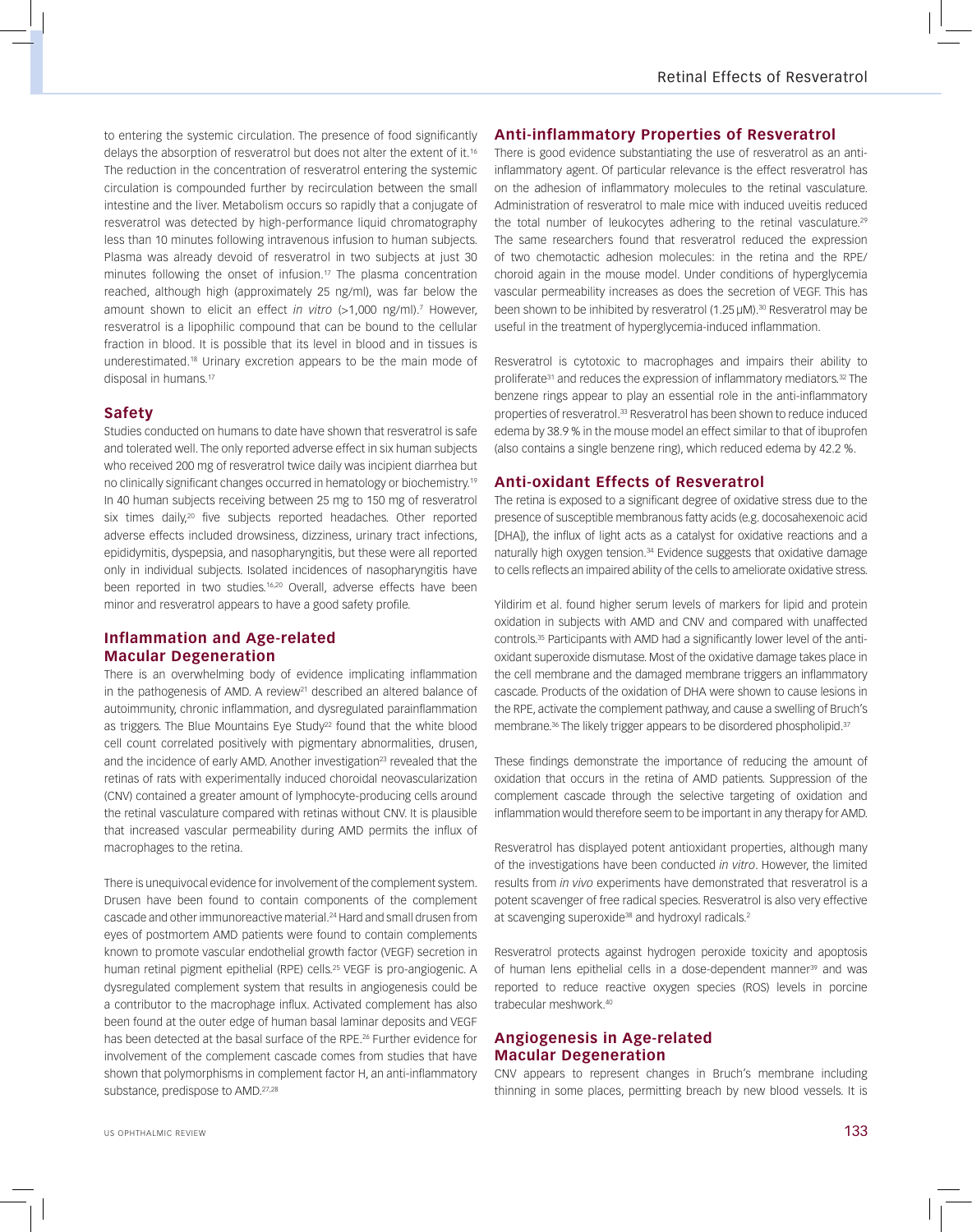to entering the systemic circulation. The presence of food significantly delays the absorption of resveratrol but does not alter the extent of it.[16] The reduction in the concentration of resveratrol entering the systemic circulation is compounded further by recirculation between the small intestine and the liver. Metabolism occurs so rapidly that a conjugate of resveratrol was detected by high-performance liquid chromatography less than 10 minutes following intravenous infusion to human subjects. Plasma was already devoid of resveratrol in two subjects at just 30 minutes following the onset of infusion.[17] The plasma concentration reached, although high (approximately 25 ng/ml), was far below the amount shown to elicit an effect *in vitro* (>1,000 ng/ml).[7] However, resveratrol is a lipophilic compound that can be bound to the cellular fraction in blood. It is possible that its level in blood and in tissues is underestimated.[18] Urinary excretion appears to be the main mode of disposal in humans.[17]

## Safety

Studies conducted on humans to date have shown that resveratrol is safe and tolerated well. The only reported adverse effect in six human subjects who received 200 mg of resveratrol twice daily was incipient diarrhea but no clinically significant changes occurred in hematology or biochemistry.[19] In 40 human subjects receiving between 25 mg to 150 mg of resveratrol six times daily,[20] five subjects reported headaches. Other reported adverse effects included drowsiness, dizziness, urinary tract infections, epididymitis, dyspepsia, and nasopharyngitis, but these were all reported only in individual subjects. Isolated incidences of nasopharyngitis have been reported in two studies.[16,20] Overall, adverse effects have been minor and resveratrol appears to have a good safety profile.

## Inflammation and Age-related Macular Degeneration

There is an overwhelming body of evidence implicating inflammation in the pathogenesis of AMD. A review[21] described an altered balance of autoimmunity, chronic inflammation, and dysregulated parainflammation as triggers. The Blue Mountains Eye Study[22] found that the white blood cell count correlated positively with pigmentary abnormalities, drusen, and the incidence of early AMD. Another investigation[23] revealed that the retinas of rats with experimentally induced choroidal neovascularization (CNV) contained a greater amount of lymphocyte-producing cells around the retinal vasculature compared with retinas without CNV. It is plausible that increased vascular permeability during AMD permits the influx of macrophages to the retina.

There is unequivocal evidence for involvement of the complement system. Drusen have been found to contain components of the complement cascade and other immunoreactive material.[24] Hard and small drusen from eyes of postmortem AMD patients were found to contain complements known to promote vascular endothelial growth factor (VEGF) secretion in human retinal pigment epithelial (RPE) cells.[25] VEGF is pro-angiogenic. A dysregulated complement system that results in angiogenesis could be a contributor to the macrophage influx. Activated complement has also been found at the outer edge of human basal laminar deposits and VEGF has been detected at the basal surface of the RPE.[26] Further evidence for involvement of the complement cascade comes from studies that have shown that polymorphisms in complement factor H, an anti-inflammatory substance, predispose to AMD.[27,28]

## Anti-inflammatory Properties of Resveratrol

There is good evidence substantiating the use of resveratrol as an anti-inflammatory agent. Of particular relevance is the effect resveratrol has on the adhesion of inflammatory molecules to the retinal vasculature. Administration of resveratrol to male mice with induced uveitis reduced the total number of leukocytes adhering to the retinal vasculature.[29] The same researchers found that resveratrol reduced the expression of two chemotactic adhesion molecules: in the retina and the RPE/choroid again in the mouse model. Under conditions of hyperglycemia vascular permeability increases as does the secretion of VEGF. This has been shown to be inhibited by resveratrol (1.25 μM).[30] Resveratrol may be useful in the treatment of hyperglycemia-induced inflammation.

Resveratrol is cytotoxic to macrophages and impairs their ability to proliferate[31] and reduces the expression of inflammatory mediators.[32] The benzene rings appear to play an essential role in the anti-inflammatory properties of resveratrol.[33] Resveratrol has been shown to reduce induced edema by 38.9 % in the mouse model an effect similar to that of ibuprofen (also contains a single benzene ring), which reduced edema by 42.2 %.

## Anti-oxidant Effects of Resveratrol

The retina is exposed to a significant degree of oxidative stress due to the presence of susceptible membranous fatty acids (e.g. docosahexenoic acid [DHA]), the influx of light acts as a catalyst for oxidative reactions and a naturally high oxygen tension.[34] Evidence suggests that oxidative damage to cells reflects an impaired ability of the cells to ameliorate oxidative stress.

Yildirim et al. found higher serum levels of markers for lipid and protein oxidation in subjects with AMD and CNV and compared with unaffected controls.[35] Participants with AMD had a significantly lower level of the anti-oxidant superoxide dismutase. Most of the oxidative damage takes place in the cell membrane and the damaged membrane triggers an inflammatory cascade. Products of the oxidation of DHA were shown to cause lesions in the RPE, activate the complement pathway, and cause a swelling of Bruch's membrane.[36] The likely trigger appears to be disordered phospholipid.[37]

These findings demonstrate the importance of reducing the amount of oxidation that occurs in the retina of AMD patients. Suppression of the complement cascade through the selective targeting of oxidation and inflammation would therefore seem to be important in any therapy for AMD.

Resveratrol has displayed potent antioxidant properties, although many of the investigations have been conducted *in vitro*. However, the limited results from *in vivo* experiments have demonstrated that resveratrol is a potent scavenger of free radical species. Resveratrol is also very effective at scavenging superoxide[38] and hydroxyl radicals.[2]

Resveratrol protects against hydrogen peroxide toxicity and apoptosis of human lens epithelial cells in a dose-dependent manner[39] and was reported to reduce reactive oxygen species (ROS) levels in porcine trabecular meshwork.[40]

## Angiogenesis in Age-related Macular Degeneration

CNV appears to represent changes in Bruch's membrane including thinning in some places, permitting breach by new blood vessels. It is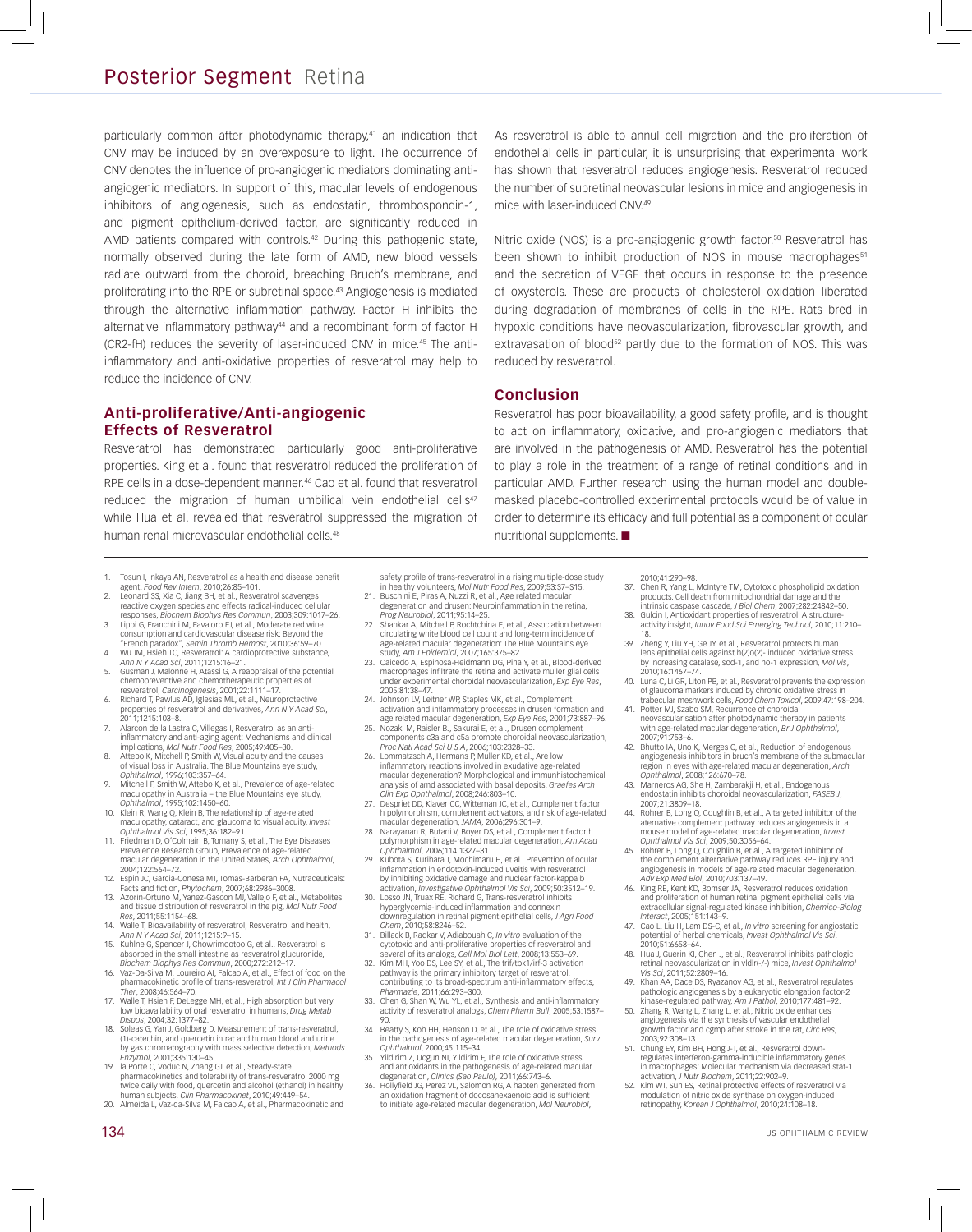particularly common after photodynamic therapy,[41] an indication that CNV may be induced by an overexposure to light. The occurrence of CNV denotes the influence of pro-angiogenic mediators dominating anti-angiogenic mediators. In support of this, macular levels of endogenous inhibitors of angiogenesis, such as endostatin, thrombospondin-1, and pigment epithelium-derived factor, are significantly reduced in AMD patients compared with controls.[42] During this pathogenic state, normally observed during the late form of AMD, new blood vessels radiate outward from the choroid, breaching Bruch's membrane, and proliferating into the RPE or subretinal space.[43] Angiogenesis is mediated through the alternative inflammation pathway. Factor H inhibits the alternative inflammatory pathway[44] and a recombinant form of factor H (CR2-fH) reduces the severity of laser-induced CNV in mice.[45] The anti-inflammatory and anti-oxidative properties of resveratrol may help to reduce the incidence of CNV.

## Anti-proliferative/Anti-angiogenic Effects of Resveratrol

Resveratrol has demonstrated particularly good anti-proliferative properties. King et al. found that resveratrol reduced the proliferation of RPE cells in a dose-dependent manner.[46] Cao et al. found that resveratrol reduced the migration of human umbilical vein endothelial cells[47] while Hua et al. revealed that resveratrol suppressed the migration of human renal microvascular endothelial cells.[48]

As resveratrol is able to annul cell migration and the proliferation of endothelial cells in particular, it is unsurprising that experimental work has shown that resveratrol reduces angiogenesis. Resveratrol reduced the number of subretinal neovascular lesions in mice and angiogenesis in mice with laser-induced CNV.[49]

Nitric oxide (NOS) is a pro-angiogenic growth factor.[50] Resveratrol has been shown to inhibit production of NOS in mouse macrophages[51] and the secretion of VEGF that occurs in response to the presence of oxysterols. These are products of cholesterol oxidation liberated during degradation of membranes of cells in the RPE. Rats bred in hypoxic conditions have neovascularization, fibrovascular growth, and extravasation of blood[52] partly due to the formation of NOS. This was reduced by resveratrol.

## Conclusion

Resveratrol has poor bioavailability, a good safety profile, and is thought to act on inflammatory, oxidative, and pro-angiogenic mediators that are involved in the pathogenesis of AMD. Resveratrol has the potential to play a role in the treatment of a range of retinal conditions and in particular AMD. Further research using the human model and double-masked placebo-controlled experimental protocols would be of value in order to determine its efficacy and full potential as a component of ocular nutritional supplements. ■

1. Tosun I, Inkaya AN, Resveratrol as a health and disease benefit agent, *Food Rev Intern*, 2010;26:85–101.
2. Leonard SS, Xia C, Jiang BH, et al., Resveratrol scavenges reactive oxygen species and effects radical-induced cellular responses, *Biochem Biophys Res Commun*, 2003;309:1017–26.
3. Lippi G, Franchini M, Favaloro EJ, et al., Moderate red wine consumption and cardiovascular disease risk: Beyond the "French paradox", *Semin Thromb Hemost*, 2010;36:59–70.
4. Wu JM, Hsieh TC, Resveratrol: A cardioprotective substance, *Ann N Y Acad Sci*, 2011;1215:16–21.
5. Gusman J, Malonne H, Atassi G, A reappraisal of the potential chemopreventive and chemotherapeutic properties of resveratrol, *Carcinogenesis*, 2001;22:1111–17.
6. Richard T, Pawlus AD, Iglesias ML, et al., Neuroprotective properties of resveratrol and derivatives, *Ann N Y Acad Sci*, 2011;1215:103–8.
7. Alarcon de la Lastra C, Villegas I, Resveratrol as an anti-inflammatory and anti-aging agent: Mechanisms and clinical implications, *Mol Nutr Food Res*, 2005;49:405–30.
8. Attebo K, Mitchell P, Smith W, Visual acuity and the causes of visual loss in Australia. The Blue Mountains eye study, *Ophthalmol*, 1996;103:357–64.
9. Mitchell P, Smith W, Attebo K, et al., Prevalence of age-related maculopathy in Australia – the Blue Mountains eye study, *Ophthalmol*, 1995;102:1450–60.
10. Klein R, Wang Q, Klein B, The relationship of age-related maculopathy, cataract, and glaucoma to visual acuity, *Invest Ophthalmol Vis Sci*, 1995;36:182–91.
11. Friedman D, O'Colmain B, Tomany S, et al., The Eye Diseases Prevalence Research Group, Prevalence of age-related macular degeneration in the United States, *Arch Ophthalmol*, 2004;122:564–72.
12. Espin JC, Garcia-Conesa MT, Tomas-Barberan FA, Nutraceuticals: Facts and fiction, *Phytochem*, 2007;68:2986–3008.
13. Azorin-Ortuno M, Yanez-Gascon MJ, Vallejo F, et al., Metabolites and tissue distribution of resveratrol in the pig, *Mol Nutr Food Res*, 2011;55:1154–68.
14. Walle T, Bioavailability of resveratrol, Resveratrol and health, *Ann N Y Acad Sci*, 2011;1215:9–15.
15. Kuhlne G, Spencer J, Chowrimootoo G, et al., Resveratrol is absorbed in the small intestine as resveratrol glucuronide, *Biochem Biophys Res Commun*, 2000;272:212–17.
16. Vaz-Da-Silva M, Loureiro AI, Falcao A, et al., Effect of food on the pharmacokinetic profile of trans-resveratrol, *Int J Clin Pharmacol Ther*, 2008;46:564–70.
17. Walle T, Hsieh F, DeLegge MH, et al., High absorption but very low bioavailability of oral resveratrol in humans, *Drug Metab Dispos*, 2004;32:1377–82.
18. Soleas G, Yan J, Goldberg D, Measurement of trans-resveratrol, (1)-catechin, and quercetin in rat and human blood and urine by gas chromatography with mass selective detection, *Methods Enzymol*, 2001;335:130–45.
19. la Porte C, Voduc N, Zhang GJ, et al., Steady-state pharmacokinetics and tolerability of trans-resveratrol 2000 mg twice daily with food, quercetin and alcohol (ethanol) in healthy human subjects, *Clin Pharmacokinet*, 2010;49:449–54.
20. Almeida L, Vaz-da-Silva M, Falcao A, et al., Pharmacokinetic and safety profile of trans-resveratrol in a rising multiple-dose study in healthy volunteers, *Mol Nutr Food Res*, 2009;53:S7–S15.
21. Buschini E, Piras A, Nuzzi R, et al., Age related macular degeneration and drusen: Neuroinflammation in the retina, *Prog Neurobiol*, 2011;95:14–25.
22. Shankar A, Mitchell P, Rochtchina E, et al., Association between circulating white blood cell count and long-term incidence of age-related macular degeneration: The Blue Mountains eye study, *Am J Epidemiol*, 2007;165:375–82.
23. Caicedo A, Espinosa-Heidmann DG, Pina Y, et al., Blood-derived macrophages infiltrate the retina and activate muller glial cells under experimental choroidal neovascularization, *Exp Eye Res*, 2005;81:38–47.
24. Johnson LV, Leitner WP, Staples MK, et al., Complement activation and inflammatory processes in drusen formation and age related macular degeneration, *Exp Eye Res*, 2001;73:887–96.
25. Nozaki M, Raisler BJ, Sakurai E, et al., Drusen complement components c3a and c5a promote choroidal neovascularization, *Proc Natl Acad Sci U S A*, 2006;103:2328–33.
26. Lommatzsch A, Hermans P, Muller KD, et al., Are low inflammatory reactions involved in exudative age-related macular degeneration? Morphological and immunhistochemical analysis of amd associated with basal deposits, *Graefes Arch Clin Exp Ophthalmol*, 2008;246:803–10.
27. Despriet DD, Klaver CC, Witteman JC, et al., Complement factor h polymorphism, complement activators, and risk of age-related macular degeneration, *JAMA*, 2006;296:301–9.
28. Narayanan R, Butani V, Boyer DS, et al., Complement factor h polymorphism in age-related macular degeneration, *Am Acad Ophthalmol*, 2006;114:1327–31.
29. Kubota S, Kurihara T, Mochimaru H, et al., Prevention of ocular inflammation in endotoxin-induced uveitis with resveratrol by inhibiting oxidative damage and nuclear factor-kappa b activation, *Investigative Ophthalmol Vis Sci*, 2009;50:3512–19.
30. Losso JN, Truax RE, Richard G, Trans-resveratrol inhibits hyperglycemia-induced inflammation and connexin downregulation in retinal pigment epithelial cells, *J Agri Food Chem*, 2010;58:8246–52.
31. Billack B, Radkar V, Adiabouah C, *In vitro* evaluation of the cytotoxic and anti-proliferative properties of resveratrol and several of its analogs, *Cell Mol Biol Lett*, 2008;13:553–69.
32. Kim MH, Yoo DS, Lee SY, et al., The trif/tbk1/irf-3 activation pathway is the primary inhibitory target of resveratrol, contributing to its broad-spectrum anti-inflammatory effects, *Pharmazie*, 2011;66:293–300.
33. Chen G, Shan W, Wu YL, et al., Synthesis and anti-inflammatory activity of resveratrol analogs, *Chem Pharm Bull*, 2005;53:1587–90.
34. Beatty S, Koh HH, Henson D, et al., The role of oxidative stress in the pathogenesis of age-related macular degeneration, *Surv Ophthalmol*, 2000;45:115–34.
35. Yildirim Z, Ucgun NI, Yildirim F, The role of oxidative stress and antioxidants in the pathogenesis of age-related macular degeneration, *Clinics (Sao Paulo)*, 2011;66:743–6.
36. Hollyfield JG, Perez VL, Salomon RG, A hapten generated from an oxidation fragment of docosahexaenoic acid is sufficient to initiate age-related macular degeneration, *Mol Neurobiol*, 2010;41:290–98.
37. Chen R, Yang L, McIntyre TM, Cytotoxic phospholipid oxidation products. Cell death from mitochondrial damage and the intrinsic caspase cascade, *J Biol Chem*, 2007;282:24842–50.
38. Gulcin I, Antioxidant properties of resveratrol: A structure-activity insight, *Innov Food Sci Emerging Technol*, 2010;11:210–18.
39. Zheng Y, Liu YH, Ge JY, et al., Resveratrol protects human lens epithelial cells against h(2)o(2)- induced oxidative stress by increasing catalase, sod-1, and ho-1 expression, *Mol Vis*, 2010;16:1467–74.
40. Luna C, Li GR, Liton PB, et al., Resveratrol prevents the expression of glaucoma markers induced by chronic oxidative stress in trabecular meshwork cells, *Food Chem Toxicol*, 2009;47:198–204.
41. Potter MJ, Szabo SM, Recurrence of choroidal neovascularisation after photodynamic therapy in patients with age-related macular degeneration, *Br J Ophthalmol*, 2007;91:753–6.
42. Bhutto IA, Uno K, Merges C, et al., Reduction of endogenous angiogenesis inhibitors in bruch's membrane of the submacular region in eyes with age-related macular degeneration, *Arch Ophthalmol*, 2008;126:670–78.
43. Marneros AG, She H, Zambarakji H, et al., Endogenous endostatin inhibits choroidal neovascularization, *FASEB J*, 2007;21:3809–18.
44. Rohrer B, Long Q, Coughlin B, et al., A targeted inhibitor of the alternative complement pathway reduces angiogenesis in a mouse model of age-related macular degeneration, *Invest Ophthalmol Vis Sci*, 2009;50:3056–64.
45. Rohrer B, Long Q, Coughlin B, et al., A targeted inhibitor of the complement alternative pathway reduces RPE injury and angiogenesis in models of age-related macular degeneration, *Adv Exp Med Biol*, 2010;703:137–49.
46. King RE, Kent KD, Bomser JA, Resveratrol reduces oxidation and proliferation of human retinal pigment epithelial cells via extracellular signal-regulated kinase inhibition, *Chemico-Biolog Interact*, 2005;151:143–9.
47. Cao L, Liu H, Lam DS-C, et al., *In vitro* screening for angiostatic potential of herbal chemicals, *Invest Ophthalmol Vis Sci*, 2010;51:6658–64.
48. Hua J, Guerin KI, Chen J, et al., Resveratrol inhibits pathologic retinal neovascularization in vldlr(-/-) mice, *Invest Ophthalmol Vis Sci*, 2011;52:2809–16.
49. Khan AA, Dace DS, Ryazanov AG, et al., Resveratrol regulates pathologic angiogenesis by a eukaryotic elongation factor-2 kinase-regulated pathway, *Am J Pathol*, 2010;177:481–92.
50. Zhang R, Wang L, Zhang L, et al., Nitric oxide enhances angiogenesis via the synthesis of vascular endothelial growth factor and cgmp after stroke in the rat, *Circ Res*, 2003;92:308–13.
51. Chung EY, Kim BH, Hong J-T, et al., Resveratrol down-regulates interferon-gamma-inducible inflammatory genes in macrophages: Molecular mechanism via decreased stat-1 activation, *J Nutr Biochem*, 2011;22:902–9.
52. Kim WT, Suh ES, Retinal protective effects of resveratrol via modulation of nitric oxide synthase on oxygen-induced retinopathy, *Korean J Ophthalmol*, 2010;24:108–18.